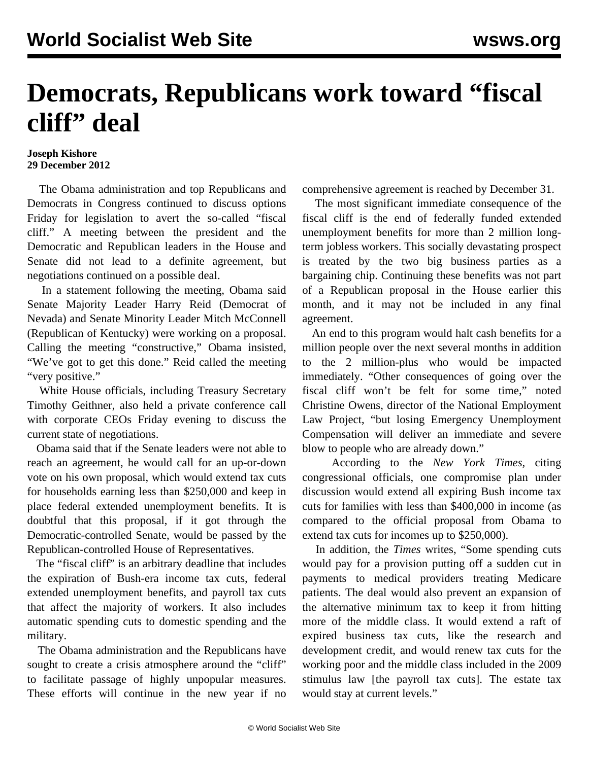# Democrats, Republicans work toward "fiscal cliff" deal

**Joseph Kishore**
**29 December 2012**

The Obama administration and top Republicans and Democrats in Congress continued to discuss options Friday for legislation to avert the so-called "fiscal cliff." A meeting between the president and the Democratic and Republican leaders in the House and Senate did not lead to a definite agreement, but negotiations continued on a possible deal.

In a statement following the meeting, Obama said Senate Majority Leader Harry Reid (Democrat of Nevada) and Senate Minority Leader Mitch McConnell (Republican of Kentucky) were working on a proposal. Calling the meeting "constructive," Obama insisted, "We've got to get this done." Reid called the meeting "very positive."

White House officials, including Treasury Secretary Timothy Geithner, also held a private conference call with corporate CEOs Friday evening to discuss the current state of negotiations.

Obama said that if the Senate leaders were not able to reach an agreement, he would call for an up-or-down vote on his own proposal, which would extend tax cuts for households earning less than $250,000 and keep in place federal extended unemployment benefits. It is doubtful that this proposal, if it got through the Democratic-controlled Senate, would be passed by the Republican-controlled House of Representatives.

The "fiscal cliff" is an arbitrary deadline that includes the expiration of Bush-era income tax cuts, federal extended unemployment benefits, and payroll tax cuts that affect the majority of workers. It also includes automatic spending cuts to domestic spending and the military.

The Obama administration and the Republicans have sought to create a crisis atmosphere around the "cliff" to facilitate passage of highly unpopular measures. These efforts will continue in the new year if no comprehensive agreement is reached by December 31.

The most significant immediate consequence of the fiscal cliff is the end of federally funded extended unemployment benefits for more than 2 million long-term jobless workers. This socially devastating prospect is treated by the two big business parties as a bargaining chip. Continuing these benefits was not part of a Republican proposal in the House earlier this month, and it may not be included in any final agreement.

An end to this program would halt cash benefits for a million people over the next several months in addition to the 2 million-plus who would be impacted immediately. "Other consequences of going over the fiscal cliff won't be felt for some time," noted Christine Owens, director of the National Employment Law Project, "but losing Emergency Unemployment Compensation will deliver an immediate and severe blow to people who are already down."

According to the *New York Times*, citing congressional officials, one compromise plan under discussion would extend all expiring Bush income tax cuts for families with less than $400,000 in income (as compared to the official proposal from Obama to extend tax cuts for incomes up to $250,000).

In addition, the *Times* writes, "Some spending cuts would pay for a provision putting off a sudden cut in payments to medical providers treating Medicare patients. The deal would also prevent an expansion of the alternative minimum tax to keep it from hitting more of the middle class. It would extend a raft of expired business tax cuts, like the research and development credit, and would renew tax cuts for the working poor and the middle class included in the 2009 stimulus law [the payroll tax cuts]. The estate tax would stay at current levels."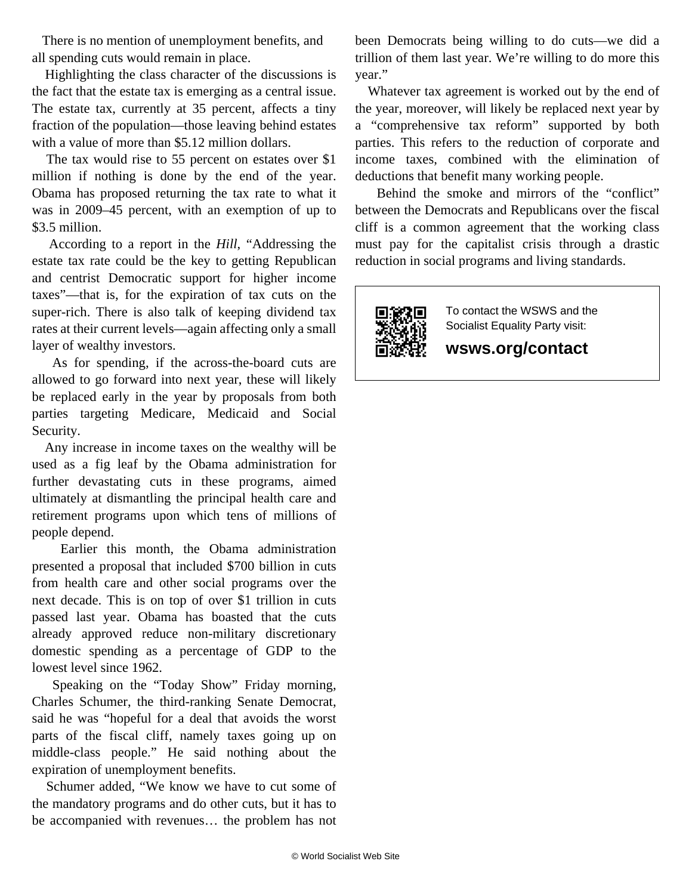There is no mention of unemployment benefits, and all spending cuts would remain in place.

Highlighting the class character of the discussions is the fact that the estate tax is emerging as a central issue. The estate tax, currently at 35 percent, affects a tiny fraction of the population—those leaving behind estates with a value of more than $5.12 million dollars.

The tax would rise to 55 percent on estates over $1 million if nothing is done by the end of the year. Obama has proposed returning the tax rate to what it was in 2009–45 percent, with an exemption of up to $3.5 million.

According to a report in the *Hill*, "Addressing the estate tax rate could be the key to getting Republican and centrist Democratic support for higher income taxes"—that is, for the expiration of tax cuts on the super-rich. There is also talk of keeping dividend tax rates at their current levels—again affecting only a small layer of wealthy investors.

As for spending, if the across-the-board cuts are allowed to go forward into next year, these will likely be replaced early in the year by proposals from both parties targeting Medicare, Medicaid and Social Security.

Any increase in income taxes on the wealthy will be used as a fig leaf by the Obama administration for further devastating cuts in these programs, aimed ultimately at dismantling the principal health care and retirement programs upon which tens of millions of people depend.

Earlier this month, the Obama administration presented a proposal that included $700 billion in cuts from health care and other social programs over the next decade. This is on top of over $1 trillion in cuts passed last year. Obama has boasted that the cuts already approved reduce non-military discretionary domestic spending as a percentage of GDP to the lowest level since 1962.

Speaking on the "Today Show" Friday morning, Charles Schumer, the third-ranking Senate Democrat, said he was "hopeful for a deal that avoids the worst parts of the fiscal cliff, namely taxes going up on middle-class people." He said nothing about the expiration of unemployment benefits.

Schumer added, "We know we have to cut some of the mandatory programs and do other cuts, but it has to be accompanied with revenues… the problem has not been Democrats being willing to do cuts—we did a trillion of them last year. We're willing to do more this year."

Whatever tax agreement is worked out by the end of the year, moreover, will likely be replaced next year by a "comprehensive tax reform" supported by both parties. This refers to the reduction of corporate and income taxes, combined with the elimination of deductions that benefit many working people.

Behind the smoke and mirrors of the "conflict" between the Democrats and Republicans over the fiscal cliff is a common agreement that the working class must pay for the capitalist crisis through a drastic reduction in social programs and living standards.

To contact the WSWS and the Socialist Equality Party visit:

**wsws.org/contact**